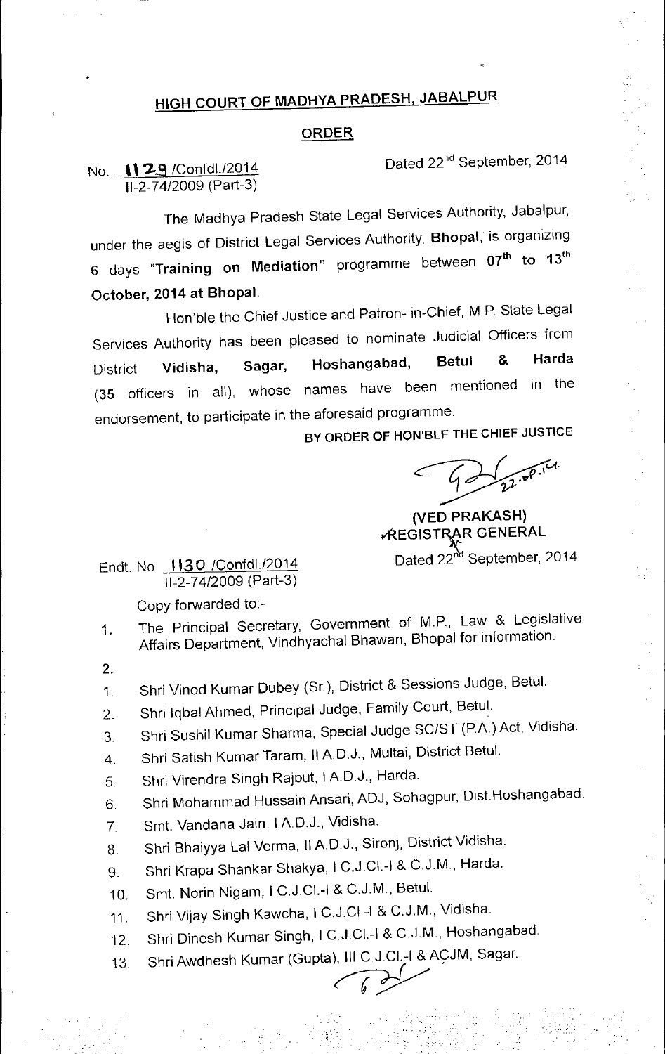# HIGH COURT OF MADHYA PRADESH, JABALPUR

## ORDER

No. 1129 /Confdl./2014
II-2-74/2009 (Part-3)

Dated 22nd September, 2014

The Madhya Pradesh State Legal Services Authority, Jabalpur, under the aegis of District Legal Services Authority, **Bhopal**, is organizing 6 days "**Training on Mediation**" programme between **07th to 13th October, 2014 at Bhopal.**

Hon'ble the Chief Justice and Patron- in-Chief, M.P. State Legal Services Authority has been pleased to nominate Judicial Officers from District **Vidisha, Sagar, Hoshangabad, Betul & Harda** (35 officers in all), whose names have been mentioned in the endorsement, to participate in the aforesaid programme.

**BY ORDER OF HON'BLE THE CHIEF JUSTICE**

22.09.14

**(VED PRAKASH)**
**REGISTRAR GENERAL**

Endt. No. 1130 /Confdl./2014
II-2-74/2009 (Part-3)

Dated 22nd September, 2014

Copy forwarded to:-

1. The Principal Secretary, Government of M.P., Law & Legislative Affairs Department, Vindhyachal Bhawan, Bhopal for information.
2.

1. Shri Vinod Kumar Dubey (Sr.), District & Sessions Judge, Betul.
2. Shri Iqbal Ahmed, Principal Judge, Family Court, Betul.
3. Shri Sushil Kumar Sharma, Special Judge SC/ST (P.A.) Act, Vidisha.
4. Shri Satish Kumar Taram, II A.D.J., Multai, District Betul.
5. Shri Virendra Singh Rajput, I A.D.J., Harda.
6. Shri Mohammad Hussain Ansari, ADJ, Sohagpur, Dist.Hoshangabad.
7. Smt. Vandana Jain, I A.D.J., Vidisha.
8. Shri Bhaiyya Lal Verma, II A.D.J., Sironj, District Vidisha.
9. Shri Krapa Shankar Shakya, I C.J.Cl.-I & C.J.M., Harda.
10. Smt. Norin Nigam, I C.J.Cl.-I & C.J.M., Betul.
11. Shri Vijay Singh Kawcha, I C.J.Cl.-I & C.J.M., Vidisha.
12. Shri Dinesh Kumar Singh, I C.J.Cl.-I & C.J.M., Hoshangabad.
13. Shri Awdhesh Kumar (Gupta), III C.J.Cl.-I & ACJM, Sagar.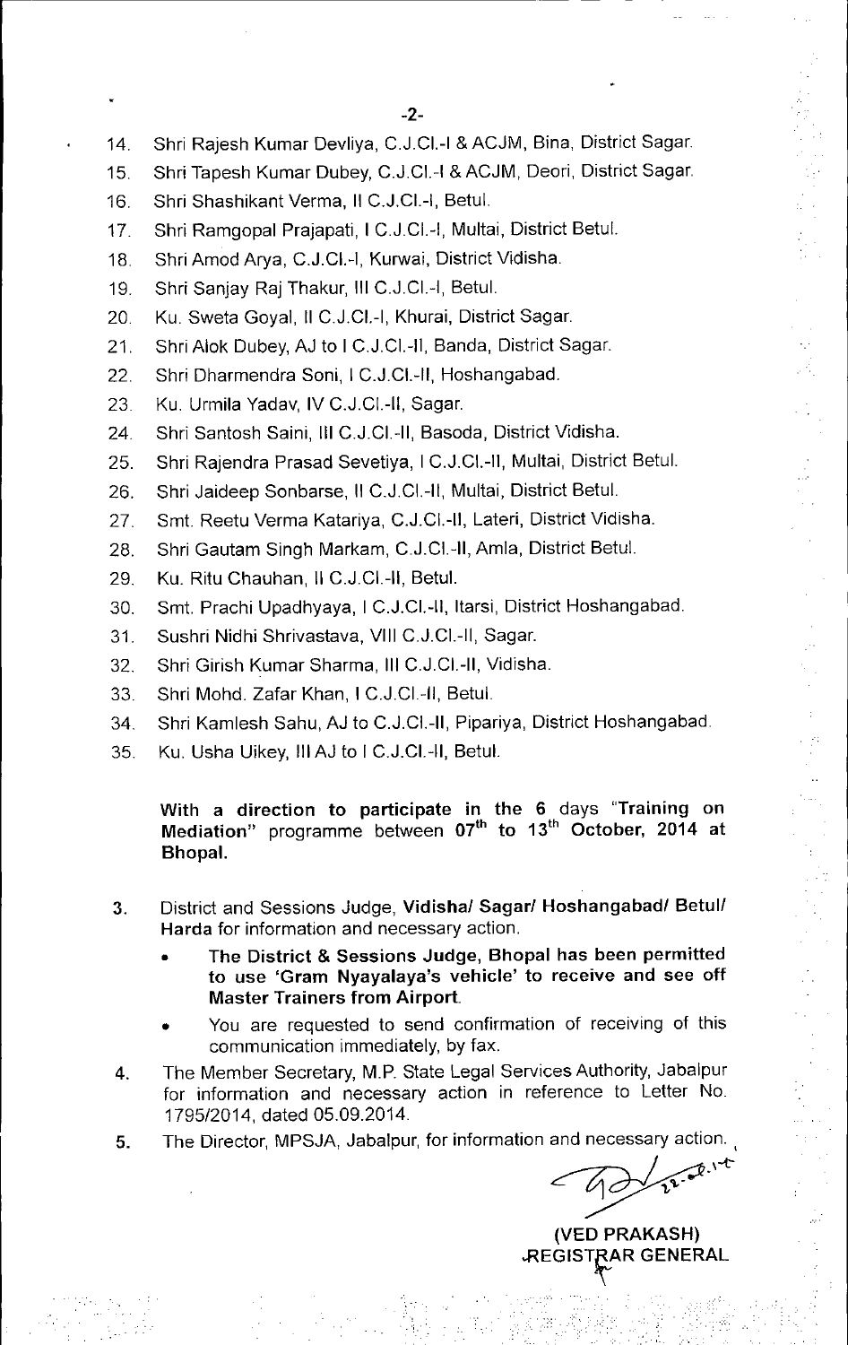14. Shri Rajesh Kumar Devliya, C.J.Cl.-I & ACJM, Bina, District Sagar.
15. Shri Tapesh Kumar Dubey, C.J.Cl.-I & ACJM, Deori, District Sagar.
16. Shri Shashikant Verma, II C.J.Cl.-I, Betul.
17. Shri Ramgopal Prajapati, I C.J.Cl.-I, Multai, District Betul.
18. Shri Amod Arya, C.J.Cl.-I, Kurwai, District Vidisha.
19. Shri Sanjay Raj Thakur, III C.J.Cl.-I, Betul.
20. Ku. Sweta Goyal, II C.J.Cl.-I, Khurai, District Sagar.
21. Shri Alok Dubey, AJ to I C.J.Cl.-II, Banda, District Sagar.
22. Shri Dharmendra Soni, I C.J.Cl.-II, Hoshangabad.
23. Ku. Urmila Yadav, IV C.J.Cl.-II, Sagar.
24. Shri Santosh Saini, III C.J.Cl.-II, Basoda, District Vidisha.
25. Shri Rajendra Prasad Sevetiya, I C.J.Cl.-II, Multai, District Betul.
26. Shri Jaideep Sonbarse, II C.J.Cl.-II, Multai, District Betul.
27. Smt. Reetu Verma Katariya, C.J.Cl.-II, Lateri, District Vidisha.
28. Shri Gautam Singh Markam, C.J.Cl.-II, Amla, District Betul.
29. Ku. Ritu Chauhan, II C.J.Cl.-II, Betul.
30. Smt. Prachi Upadhyaya, I C.J.Cl.-II, Itarsi, District Hoshangabad.
31. Sushri Nidhi Shrivastava, VIII C.J.Cl.-II, Sagar.
32. Shri Girish Kumar Sharma, III C.J.Cl.-II, Vidisha.
33. Shri Mohd. Zafar Khan, I C.J.Cl.-II, Betul.
34. Shri Kamlesh Sahu, AJ to C.J.Cl.-II, Pipariya, District Hoshangabad.
35. Ku. Usha Uikey, III AJ to I C.J.Cl.-II, Betul.

**With a direction to participate in the 6** days "**Training on Mediation**" programme between **07th to 13th October, 2014 at Bhopal.**

3. District and Sessions Judge, **Vidisha/ Sagar/ Hoshangabad/ Betul/ Harda** for information and necessary action.
   - **The District & Sessions Judge, Bhopal has been permitted to use 'Gram Nyayalaya's vehicle' to receive and see off Master Trainers from Airport.**
   - You are requested to send confirmation of receiving of this communication immediately, by fax.
4. The Member Secretary, M.P. State Legal Services Authority, Jabalpur for information and necessary action in reference to Letter No. 1795/2014, dated 05.09.2014.
5. The Director, MPSJA, Jabalpur, for information and necessary action.

22.09.14

**(VED PRAKASH)**
**REGISTRAR GENERAL**